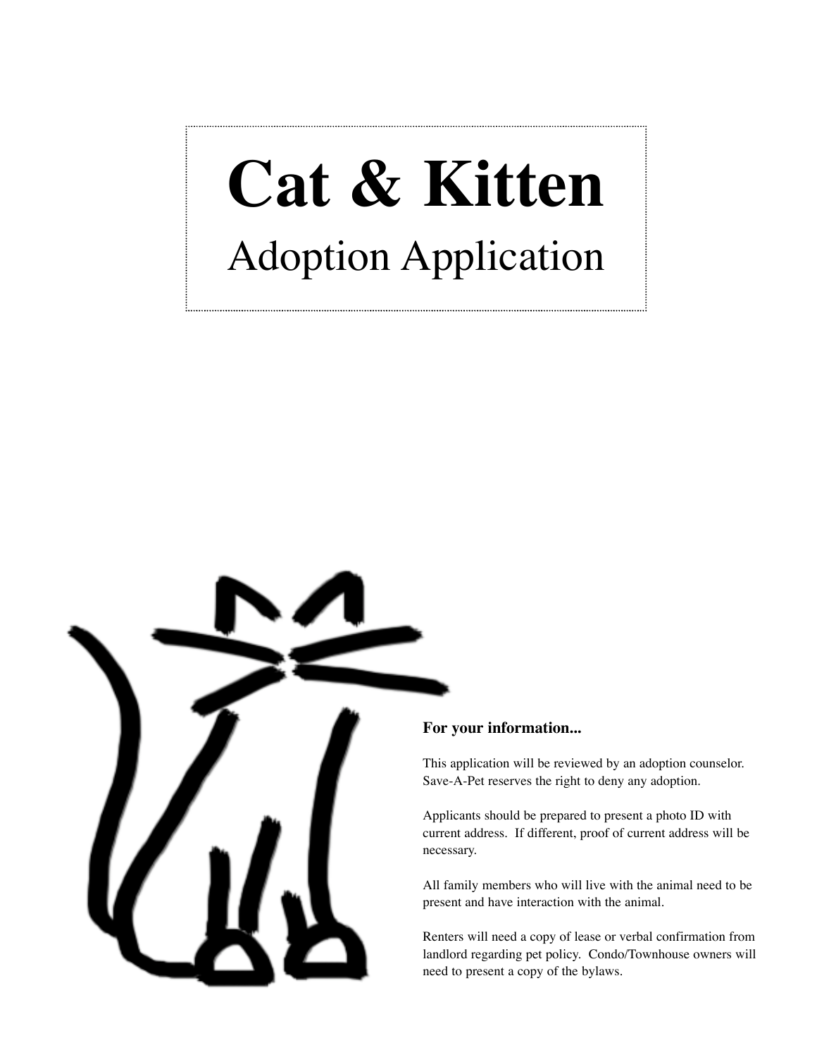# Cat & Kitten

## Adoption Application

**For your information...**

This application will be reviewed by an adoption counselor. Save-A-Pet reserves the right to deny any adoption.

Applicants should be prepared to present a photo ID with current address. If different, proof of current address will be necessary.

All family members who will live with the animal need to be present and have interaction with the animal.

Renters will need a copy of lease or verbal confirmation from landlord regarding pet policy. Condo/Townhouse owners will need to present a copy of the bylaws.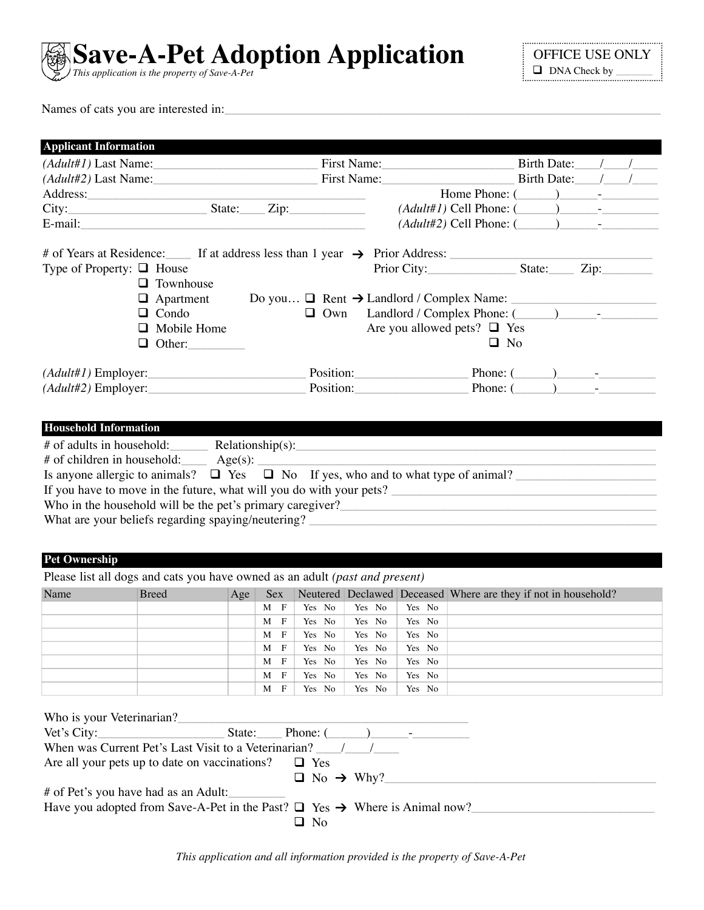# Save-A-Pet Adoption Application

*This application is the property of Save-A-Pet*

OFFICE USE ONLY
☐ DNA Check by _______

Names of cats you are interested in:___________________________________________________________________________

## Applicant Information

*(Adult#1)* Last Name:__________________________ First Name:_____________________ Birth Date:____/____/____
*(Adult#2)* Last Name:__________________________ First Name:_____________________ Birth Date:____/____/____
Address:_______________________________________________ Home Phone: (______)______-_________
City:_____________________ State:____ Zip:____________ *(Adult#1)* Cell Phone: (______)______-_________
E-mail:________________________________________________ *(Adult#2)* Cell Phone: (______)______-_________

# of Years at Residence:____ If at address less than 1 year → Prior Address: _______________________________
Prior City:______________ State:____ Zip:________

Type of Property:
- ☐ House
- ☐ Townhouse
- ☐ Apartment
- ☐ Condo
- ☐ Mobile Home
- ☐ Other:_________

Do you… ☐ Rent → Landlord / Complex Name: _______________________
☐ Own Landlord / Complex Phone: (______)______-_________
Are you allowed pets? ☐ Yes ☐ No

*(Adult#1)* Employer:_________________________ Position:_________________ Phone: (______)______-_________
*(Adult#2)* Employer:_________________________ Position:_________________ Phone: (______)______-_________

## Household Information

# of adults in household:______ Relationship(s):___________________________________________________________
# of children in household:____ Age(s): _____________________________________________________________________
Is anyone allergic to animals? ☐ Yes ☐ No If yes, who and to what type of animal? ______________________
If you have to move in the future, what will you do with your pets? ________________________________________
Who in the household will be the pet's primary caregiver?___________________________________________________
What are your beliefs regarding spaying/neutering? _________________________________________________________

## Pet Ownership

Please list all dogs and cats you have owned as an adult *(past and present)*

| Name | Breed | Age | Sex | Neutered | Declawed | Deceased | Where are they if not in household? |
|---|---|---|---|---|---|---|---|
| | | | M F | Yes No | Yes No | Yes No | |
| | | | M F | Yes No | Yes No | Yes No | |
| | | | M F | Yes No | Yes No | Yes No | |
| | | | M F | Yes No | Yes No | Yes No | |
| | | | M F | Yes No | Yes No | Yes No | |
| | | | M F | Yes No | Yes No | Yes No | |
| | | | M F | Yes No | Yes No | Yes No | |

Who is your Veterinarian?___________________________________________________
Vet's City:____________________ State:____ Phone: (______)______-_________
When was Current Pet's Last Visit to a Veterinarian? ____/____/____
Are all your pets up to date on vaccinations? ☐ Yes
☐ No → Why?_____________________________________________
# of Pet's you have had as an Adult:_________
Have you adopted from Save-A-Pet in the Past? ☐ Yes → Where is Animal now?_____________________________
☐ No

*This application and all information provided is the property of Save-A-Pet*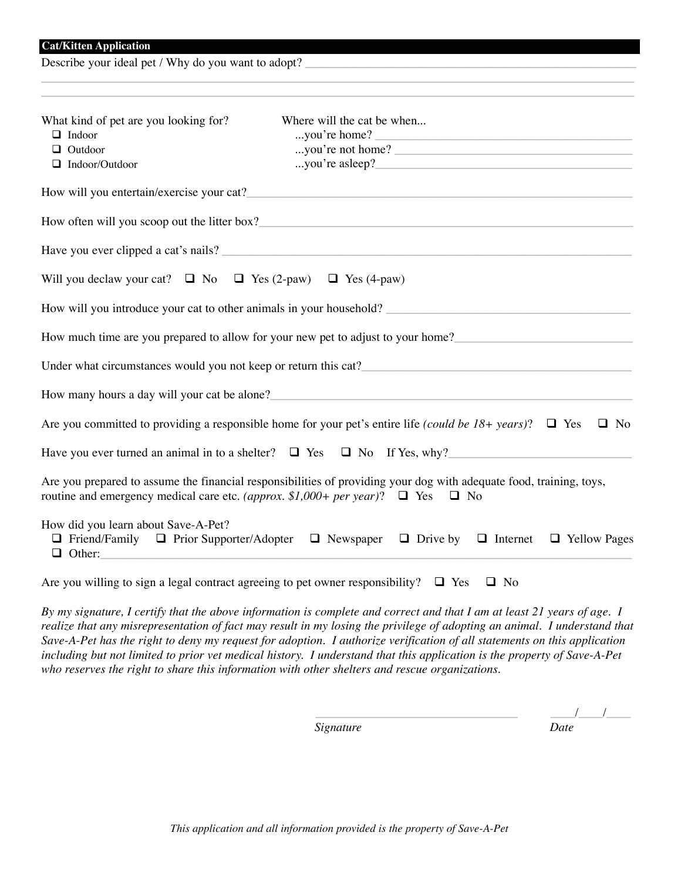## Cat/Kitten Application

Describe your ideal pet / Why do you want to adopt? ____________________________________________

____________________________________________

____________________________________________

What kind of pet are you looking for?

- ❑ Indoor
- ❑ Outdoor
- ❑ Indoor/Outdoor

Where will the cat be when...

...you're home? ____________________

...you're not home? ____________________

...you're asleep? ____________________

How will you entertain/exercise your cat? ____________________________________________

How often will you scoop out the litter box? ____________________________________________

Have you ever clipped a cat's nails? ____________________________________________

Will you declaw your cat? ❑ No ❑ Yes (2-paw) ❑ Yes (4-paw)

How will you introduce your cat to other animals in your household? ____________________

How much time are you prepared to allow for your new pet to adjust to your home? ____________________

Under what circumstances would you not keep or return this cat? ____________________

How many hours a day will your cat be alone? ____________________________________________

Are you committed to providing a responsible home for your pet's entire life *(could be 18+ years)*? ❑ Yes ❑ No

Have you ever turned an animal in to a shelter? ❑ Yes ❑ No If Yes, why? ____________________

Are you prepared to assume the financial responsibilities of providing your dog with adequate food, training, toys, routine and emergency medical care etc. *(approx. $1,000+ per year)*? ❑ Yes ❑ No

How did you learn about Save-A-Pet?

❑ Friend/Family ❑ Prior Supporter/Adopter ❑ Newspaper ❑ Drive by ❑ Internet ❑ Yellow Pages

❑ Other: ____________________________________________

Are you willing to sign a legal contract agreeing to pet owner responsibility? ❑ Yes ❑ No

*By my signature, I certify that the above information is complete and correct and that I am at least 21 years of age. I realize that any misrepresentation of fact may result in my losing the privilege of adopting an animal. I understand that Save-A-Pet has the right to deny my request for adoption. I authorize verification of all statements on this application including but not limited to prior vet medical history. I understand that this application is the property of Save-A-Pet who reserves the right to share this information with other shelters and rescue organizations.*

____________________________ ____/____/____

*Signature* *Date*

*This application and all information provided is the property of Save-A-Pet*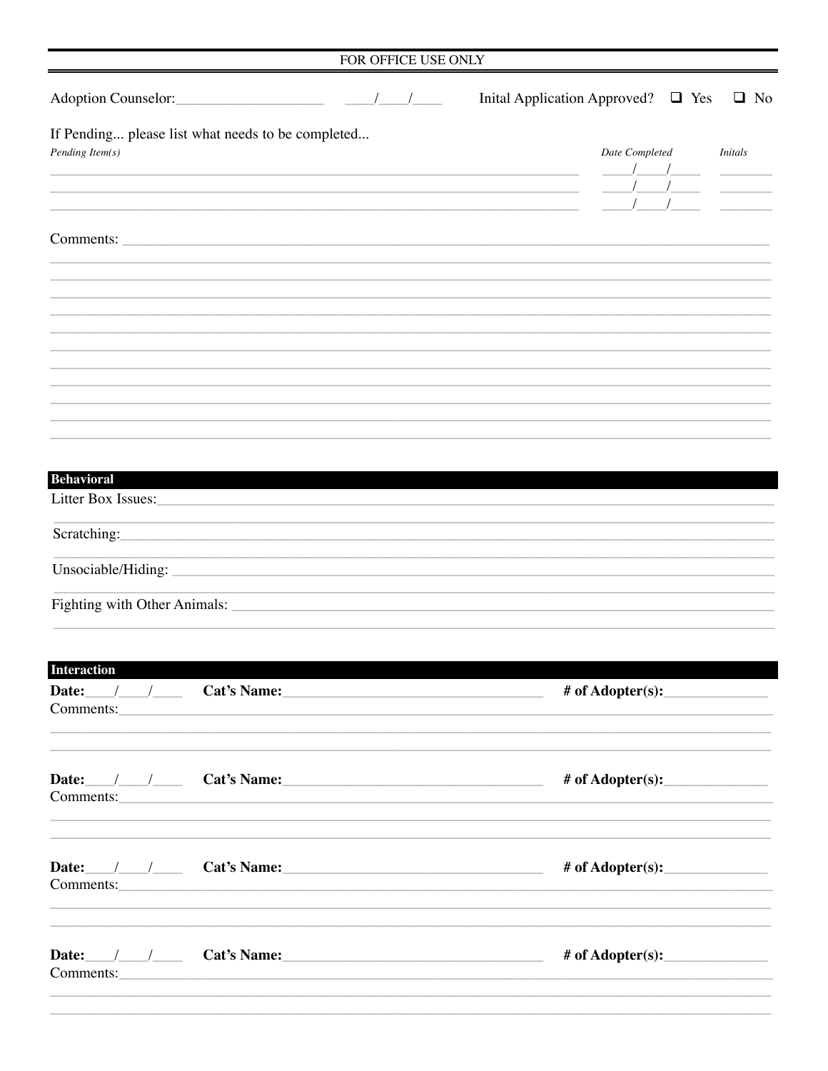FOR OFFICE USE ONLY

Adoption Counselor:____________________ ____/____/____ Inital Application Approved? ☐ Yes ☐ No

If Pending... please list what needs to be completed...

| *Pending Item(s)* | *Date Completed* | *Initals* |
| --- | --- | --- |
| | ____/____/____ | |
| | ____/____/____ | |
| | ____/____/____ | |

Comments: ____________________________________________________________

## Behavioral

Litter Box Issues: ____________________________________________________________

Scratching: ____________________________________________________________

Unsociable/Hiding: ____________________________________________________________

Fighting with Other Animals: ____________________________________________________________

## Interaction

**Date:**____/____/____ **Cat's Name:**______________________________ **# of Adopter(s):**______________
Comments: ____________________________________________________________

**Date:**____/____/____ **Cat's Name:**______________________________ **# of Adopter(s):**______________
Comments: ____________________________________________________________

**Date:**____/____/____ **Cat's Name:**______________________________ **# of Adopter(s):**______________
Comments: ____________________________________________________________

**Date:**____/____/____ **Cat's Name:**______________________________ **# of Adopter(s):**______________
Comments: ____________________________________________________________